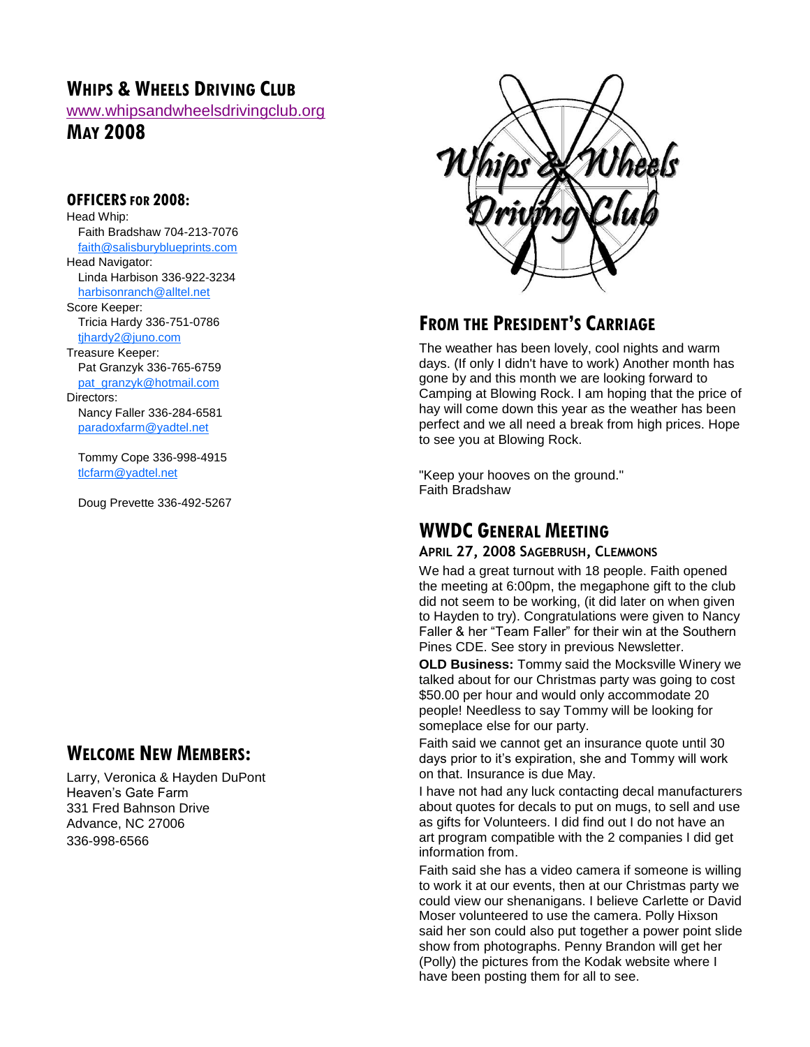# WHIPS & WHEELS DRIVING CLUB

www.whipsandwheelsdrivingclub.org

## MAY 2008

### OFFICERS FOR 2008:

Head Whip:
Faith Bradshaw 704-213-7076
faith@salisburyblueprints.com

Head Navigator:
Linda Harbison 336-922-3234
harbisonranch@alltel.net

Score Keeper:
Tricia Hardy 336-751-0786
tjhardy2@juno.com

Treasure Keeper:
Pat Granzyk 336-765-6759
pat_granzyk@hotmail.com

Directors:
Nancy Faller 336-284-6581
paradoxfarm@yadtel.net

Tommy Cope 336-998-4915
tlcfarm@yadtel.net

Doug Prevette 336-492-5267

## WELCOME NEW MEMBERS:

Larry, Veronica & Hayden DuPont
Heaven's Gate Farm
331 Fred Bahnson Drive
Advance, NC 27006
336-998-6566

## FROM THE PRESIDENT'S CARRIAGE

The weather has been lovely, cool nights and warm days. (If only I didn't have to work) Another month has gone by and this month we are looking forward to Camping at Blowing Rock. I am hoping that the price of hay will come down this year as the weather has been perfect and we all need a break from high prices. Hope to see you at Blowing Rock.

"Keep your hooves on the ground."
Faith Bradshaw

## WWDC GENERAL MEETING

### APRIL 27, 2008 SAGEBRUSH, CLEMMONS

We had a great turnout with 18 people. Faith opened the meeting at 6:00pm, the megaphone gift to the club did not seem to be working, (it did later on when given to Hayden to try). Congratulations were given to Nancy Faller & her "Team Faller" for their win at the Southern Pines CDE. See story in previous Newsletter.

**OLD Business:** Tommy said the Mocksville Winery we talked about for our Christmas party was going to cost $50.00 per hour and would only accommodate 20 people! Needless to say Tommy will be looking for someplace else for our party.

Faith said we cannot get an insurance quote until 30 days prior to it's expiration, she and Tommy will work on that. Insurance is due May.

I have not had any luck contacting decal manufacturers about quotes for decals to put on mugs, to sell and use as gifts for Volunteers. I did find out I do not have an art program compatible with the 2 companies I did get information from.

Faith said she has a video camera if someone is willing to work it at our events, then at our Christmas party we could view our shenanigans. I believe Carlette or David Moser volunteered to use the camera. Polly Hixson said her son could also put together a power point slide show from photographs. Penny Brandon will get her (Polly) the pictures from the Kodak website where I have been posting them for all to see.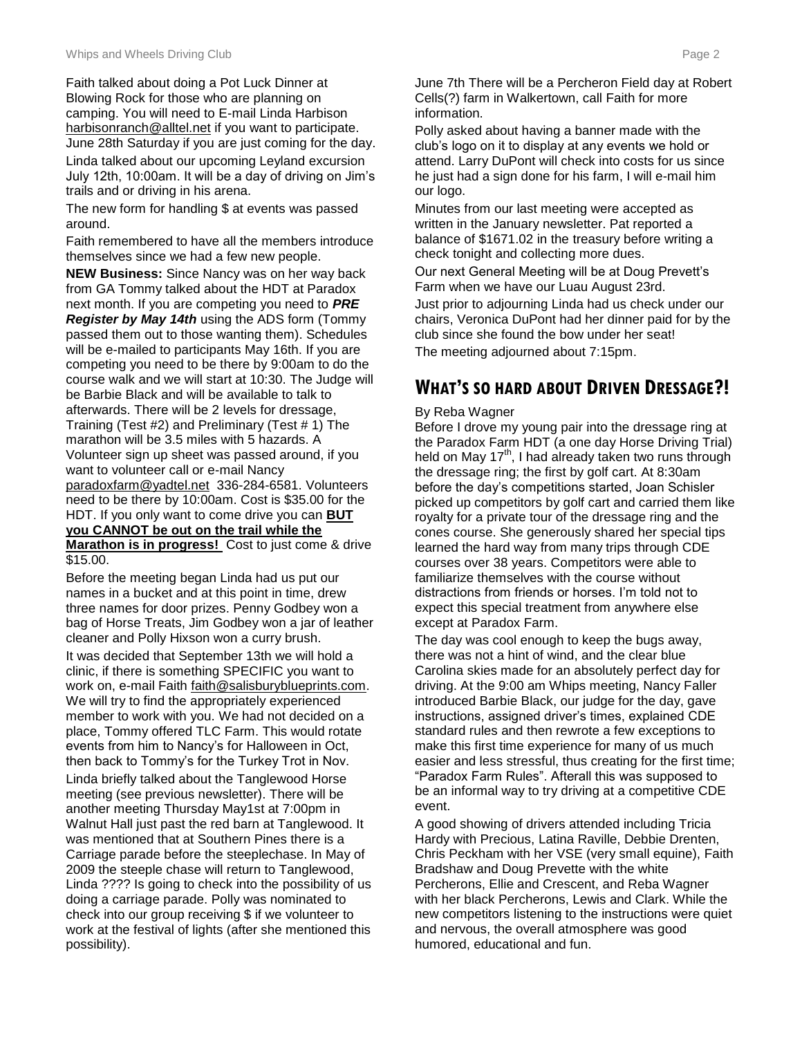Faith talked about doing a Pot Luck Dinner at Blowing Rock for those who are planning on camping. You will need to E-mail Linda Harbison harbisonranch@alltel.net if you want to participate. June 28th Saturday if you are just coming for the day.

Linda talked about our upcoming Leyland excursion July 12th, 10:00am. It will be a day of driving on Jim's trails and or driving in his arena.

The new form for handling $ at events was passed around.

Faith remembered to have all the members introduce themselves since we had a few new people.

**NEW Business:** Since Nancy was on her way back from GA Tommy talked about the HDT at Paradox next month. If you are competing you need to ***PRE Register by May 14th*** using the ADS form (Tommy passed them out to those wanting them). Schedules will be e-mailed to participants May 16th. If you are competing you need to be there by 9:00am to do the course walk and we will start at 10:30. The Judge will be Barbie Black and will be available to talk to afterwards. There will be 2 levels for dressage, Training (Test #2) and Preliminary (Test # 1) The marathon will be 3.5 miles with 5 hazards. A Volunteer sign up sheet was passed around, if you want to volunteer call or e-mail Nancy paradoxfarm@yadtel.net 336-284-6581. Volunteers need to be there by 10:00am. Cost is $35.00 for the HDT. If you only want to come drive you can **BUT you CANNOT be out on the trail while the Marathon is in progress!** Cost to just come & drive $15.00.

Before the meeting began Linda had us put our names in a bucket and at this point in time, drew three names for door prizes. Penny Godbey won a bag of Horse Treats, Jim Godbey won a jar of leather cleaner and Polly Hixson won a curry brush.

It was decided that September 13th we will hold a clinic, if there is something SPECIFIC you want to work on, e-mail Faith faith@salisburyblueprints.com. We will try to find the appropriately experienced member to work with you. We had not decided on a place, Tommy offered TLC Farm. This would rotate events from him to Nancy's for Halloween in Oct, then back to Tommy's for the Turkey Trot in Nov.

Linda briefly talked about the Tanglewood Horse meeting (see previous newsletter). There will be another meeting Thursday May1st at 7:00pm in Walnut Hall just past the red barn at Tanglewood. It was mentioned that at Southern Pines there is a Carriage parade before the steeplechase. In May of 2009 the steeple chase will return to Tanglewood, Linda ???? Is going to check into the possibility of us doing a carriage parade. Polly was nominated to check into our group receiving $ if we volunteer to work at the festival of lights (after she mentioned this possibility).

June 7th There will be a Percheron Field day at Robert Cells(?) farm in Walkertown, call Faith for more information.

Polly asked about having a banner made with the club's logo on it to display at any events we hold or attend. Larry DuPont will check into costs for us since he just had a sign done for his farm, I will e-mail him our logo.

Minutes from our last meeting were accepted as written in the January newsletter. Pat reported a balance of $1671.02 in the treasury before writing a check tonight and collecting more dues.

Our next General Meeting will be at Doug Prevett's Farm when we have our Luau August 23rd.

Just prior to adjourning Linda had us check under our chairs, Veronica DuPont had her dinner paid for by the club since she found the bow under her seat!

The meeting adjourned about 7:15pm.

## WHAT'S SO HARD ABOUT DRIVEN DRESSAGE?!

By Reba Wagner

Before I drove my young pair into the dressage ring at the Paradox Farm HDT (a one day Horse Driving Trial) held on May 17th, I had already taken two runs through the dressage ring; the first by golf cart. At 8:30am before the day's competitions started, Joan Schisler picked up competitors by golf cart and carried them like royalty for a private tour of the dressage ring and the cones course. She generously shared her special tips learned the hard way from many trips through CDE courses over 38 years. Competitors were able to familiarize themselves with the course without distractions from friends or horses. I'm told not to expect this special treatment from anywhere else except at Paradox Farm.

The day was cool enough to keep the bugs away, there was not a hint of wind, and the clear blue Carolina skies made for an absolutely perfect day for driving. At the 9:00 am Whips meeting, Nancy Faller introduced Barbie Black, our judge for the day, gave instructions, assigned driver's times, explained CDE standard rules and then rewrote a few exceptions to make this first time experience for many of us much easier and less stressful, thus creating for the first time; "Paradox Farm Rules". Afterall this was supposed to be an informal way to try driving at a competitive CDE event.

A good showing of drivers attended including Tricia Hardy with Precious, Latina Raville, Debbie Drenten, Chris Peckham with her VSE (very small equine), Faith Bradshaw and Doug Prevette with the white Percherons, Ellie and Crescent, and Reba Wagner with her black Percherons, Lewis and Clark. While the new competitors listening to the instructions were quiet and nervous, the overall atmosphere was good humored, educational and fun.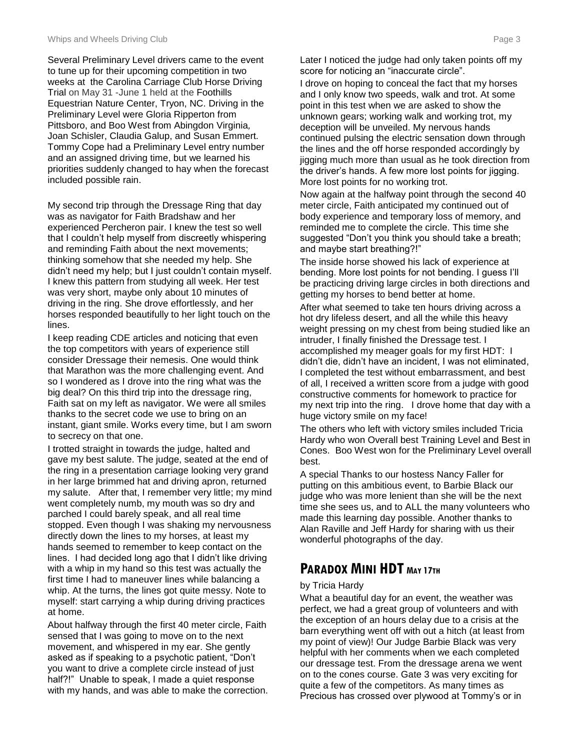Several Preliminary Level drivers came to the event to tune up for their upcoming competition in two weeks at the Carolina Carriage Club Horse Driving Trial on May 31 -June 1 held at the Foothills Equestrian Nature Center, Tryon, NC. Driving in the Preliminary Level were Gloria Ripperton from Pittsboro, and Boo West from Abingdon Virginia, Joan Schisler, Claudia Galup, and Susan Emmert. Tommy Cope had a Preliminary Level entry number and an assigned driving time, but we learned his priorities suddenly changed to hay when the forecast included possible rain.

My second trip through the Dressage Ring that day was as navigator for Faith Bradshaw and her experienced Percheron pair. I knew the test so well that I couldn't help myself from discreetly whispering and reminding Faith about the next movements; thinking somehow that she needed my help. She didn't need my help; but I just couldn't contain myself. I knew this pattern from studying all week. Her test was very short, maybe only about 10 minutes of driving in the ring. She drove effortlessly, and her horses responded beautifully to her light touch on the lines.

I keep reading CDE articles and noticing that even the top competitors with years of experience still consider Dressage their nemesis. One would think that Marathon was the more challenging event. And so I wondered as I drove into the ring what was the big deal? On this third trip into the dressage ring, Faith sat on my left as navigator. We were all smiles thanks to the secret code we use to bring on an instant, giant smile. Works every time, but I am sworn to secrecy on that one.

I trotted straight in towards the judge, halted and gave my best salute. The judge, seated at the end of the ring in a presentation carriage looking very grand in her large brimmed hat and driving apron, returned my salute. After that, I remember very little; my mind went completely numb, my mouth was so dry and parched I could barely speak, and all real time stopped. Even though I was shaking my nervousness directly down the lines to my horses, at least my hands seemed to remember to keep contact on the lines. I had decided long ago that I didn't like driving with a whip in my hand so this test was actually the first time I had to maneuver lines while balancing a whip. At the turns, the lines got quite messy. Note to myself: start carrying a whip during driving practices at home.

About halfway through the first 40 meter circle, Faith sensed that I was going to move on to the next movement, and whispered in my ear. She gently asked as if speaking to a psychotic patient, "Don't you want to drive a complete circle instead of just half?!" Unable to speak, I made a quiet response with my hands, and was able to make the correction. Later I noticed the judge had only taken points off my score for noticing an "inaccurate circle".

I drove on hoping to conceal the fact that my horses and I only know two speeds, walk and trot. At some point in this test when we are asked to show the unknown gears; working walk and working trot, my deception will be unveiled. My nervous hands continued pulsing the electric sensation down through the lines and the off horse responded accordingly by jigging much more than usual as he took direction from the driver's hands. A few more lost points for jigging. More lost points for no working trot.

Now again at the halfway point through the second 40 meter circle, Faith anticipated my continued out of body experience and temporary loss of memory, and reminded me to complete the circle. This time she suggested "Don't you think you should take a breath; and maybe start breathing?!"

The inside horse showed his lack of experience at bending. More lost points for not bending. I guess I'll be practicing driving large circles in both directions and getting my horses to bend better at home.

After what seemed to take ten hours driving across a hot dry lifeless desert, and all the while this heavy weight pressing on my chest from being studied like an intruder, I finally finished the Dressage test. I accomplished my meager goals for my first HDT: I didn't die, didn't have an incident, I was not eliminated, I completed the test without embarrassment, and best of all, I received a written score from a judge with good constructive comments for homework to practice for my next trip into the ring. I drove home that day with a huge victory smile on my face!

The others who left with victory smiles included Tricia Hardy who won Overall best Training Level and Best in Cones. Boo West won for the Preliminary Level overall best.

A special Thanks to our hostess Nancy Faller for putting on this ambitious event, to Barbie Black our judge who was more lenient than she will be the next time she sees us, and to ALL the many volunteers who made this learning day possible. Another thanks to Alan Raville and Jeff Hardy for sharing with us their wonderful photographs of the day.

## Paradox Mini HDT May 17th

by Tricia Hardy

What a beautiful day for an event, the weather was perfect, we had a great group of volunteers and with the exception of an hours delay due to a crisis at the barn everything went off with out a hitch (at least from my point of view)! Our Judge Barbie Black was very helpful with her comments when we each completed our dressage test. From the dressage arena we went on to the cones course. Gate 3 was very exciting for quite a few of the competitors. As many times as Precious has crossed over plywood at Tommy's or in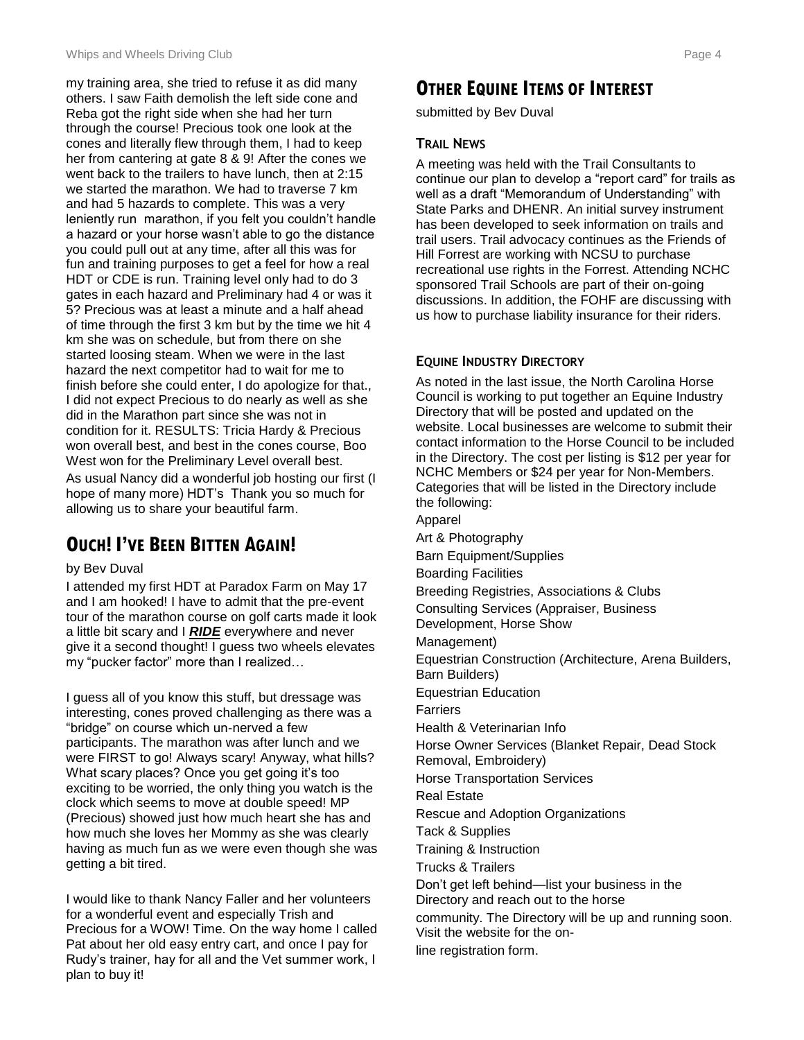my training area, she tried to refuse it as did many others. I saw Faith demolish the left side cone and Reba got the right side when she had her turn through the course! Precious took one look at the cones and literally flew through them, I had to keep her from cantering at gate 8 & 9! After the cones we went back to the trailers to have lunch, then at 2:15 we started the marathon. We had to traverse 7 km and had 5 hazards to complete. This was a very leniently run marathon, if you felt you couldn't handle a hazard or your horse wasn't able to go the distance you could pull out at any time, after all this was for fun and training purposes to get a feel for how a real HDT or CDE is run. Training level only had to do 3 gates in each hazard and Preliminary had 4 or was it 5? Precious was at least a minute and a half ahead of time through the first 3 km but by the time we hit 4 km she was on schedule, but from there on she started loosing steam. When we were in the last hazard the next competitor had to wait for me to finish before she could enter, I do apologize for that., I did not expect Precious to do nearly as well as she did in the Marathon part since she was not in condition for it. RESULTS: Tricia Hardy & Precious won overall best, and best in the cones course, Boo West won for the Preliminary Level overall best.

As usual Nancy did a wonderful job hosting our first (I hope of many more) HDT's Thank you so much for allowing us to share your beautiful farm.

## Ouch! I've Been Bitten Again!

by Bev Duval

I attended my first HDT at Paradox Farm on May 17 and I am hooked! I have to admit that the pre-event tour of the marathon course on golf carts made it look a little bit scary and I ***RIDE*** everywhere and never give it a second thought! I guess two wheels elevates my "pucker factor" more than I realized…

I guess all of you know this stuff, but dressage was interesting, cones proved challenging as there was a "bridge" on course which un-nerved a few participants. The marathon was after lunch and we were FIRST to go! Always scary! Anyway, what hills? What scary places? Once you get going it's too exciting to be worried, the only thing you watch is the clock which seems to move at double speed! MP (Precious) showed just how much heart she has and how much she loves her Mommy as she was clearly having as much fun as we were even though she was getting a bit tired.

I would like to thank Nancy Faller and her volunteers for a wonderful event and especially Trish and Precious for a WOW! Time. On the way home I called Pat about her old easy entry cart, and once I pay for Rudy's trainer, hay for all and the Vet summer work, I plan to buy it!

## Other Equine Items of Interest

submitted by Bev Duval

### Trail News

A meeting was held with the Trail Consultants to continue our plan to develop a "report card" for trails as well as a draft "Memorandum of Understanding" with State Parks and DHENR. An initial survey instrument has been developed to seek information on trails and trail users. Trail advocacy continues as the Friends of Hill Forrest are working with NCSU to purchase recreational use rights in the Forrest. Attending NCHC sponsored Trail Schools are part of their on-going discussions. In addition, the FOHF are discussing with us how to purchase liability insurance for their riders.

### Equine Industry Directory

As noted in the last issue, the North Carolina Horse Council is working to put together an Equine Industry Directory that will be posted and updated on the website. Local businesses are welcome to submit their contact information to the Horse Council to be included in the Directory. The cost per listing is $12 per year for NCHC Members or $24 per year for Non-Members. Categories that will be listed in the Directory include the following:

Apparel

Art & Photography

Barn Equipment/Supplies

Boarding Facilities

Breeding Registries, Associations & Clubs

Consulting Services (Appraiser, Business Development, Horse Show Management)

Equestrian Construction (Architecture, Arena Builders, Barn Builders)

Equestrian Education

Farriers

Health & Veterinarian Info

Horse Owner Services (Blanket Repair, Dead Stock Removal, Embroidery)

Horse Transportation Services

Real Estate

Rescue and Adoption Organizations

Tack & Supplies

Training & Instruction

Trucks & Trailers

Don't get left behind—list your business in the Directory and reach out to the horse community. The Directory will be up and running soon. Visit the website for the on-line registration form.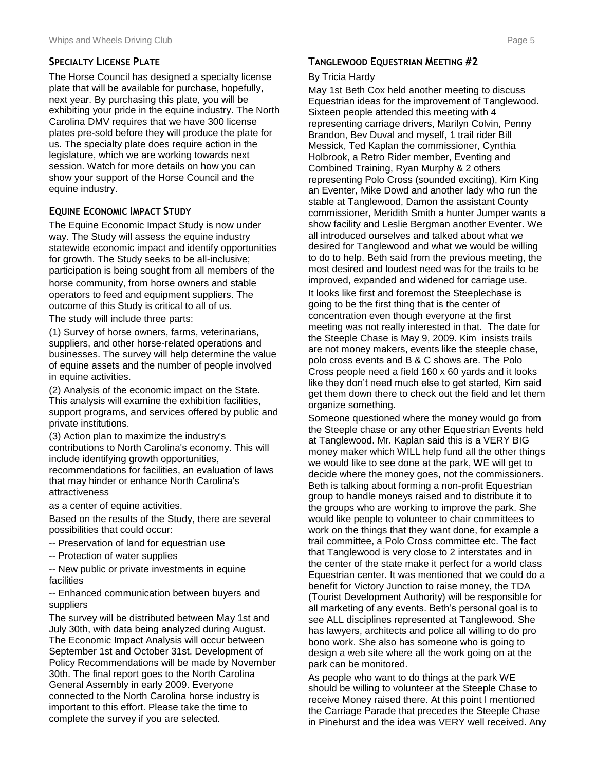## Specialty License Plate

The Horse Council has designed a specialty license plate that will be available for purchase, hopefully, next year. By purchasing this plate, you will be exhibiting your pride in the equine industry. The North Carolina DMV requires that we have 300 license plates pre-sold before they will produce the plate for us. The specialty plate does require action in the legislature, which we are working towards next session. Watch for more details on how you can show your support of the Horse Council and the equine industry.

## Equine Economic Impact Study

The Equine Economic Impact Study is now under way. The Study will assess the equine industry statewide economic impact and identify opportunities for growth. The Study seeks to be all-inclusive; participation is being sought from all members of the horse community, from horse owners and stable operators to feed and equipment suppliers. The outcome of this Study is critical to all of us.

The study will include three parts:

(1) Survey of horse owners, farms, veterinarians, suppliers, and other horse-related operations and businesses. The survey will help determine the value of equine assets and the number of people involved in equine activities.

(2) Analysis of the economic impact on the State. This analysis will examine the exhibition facilities, support programs, and services offered by public and private institutions.

(3) Action plan to maximize the industry's contributions to North Carolina's economy. This will include identifying growth opportunities, recommendations for facilities, an evaluation of laws that may hinder or enhance North Carolina's attractiveness

as a center of equine activities.

Based on the results of the Study, there are several possibilities that could occur:

-- Preservation of land for equestrian use

-- Protection of water supplies

-- New public or private investments in equine facilities

-- Enhanced communication between buyers and suppliers

The survey will be distributed between May 1st and July 30th, with data being analyzed during August. The Economic Impact Analysis will occur between September 1st and October 31st. Development of Policy Recommendations will be made by November 30th. The final report goes to the North Carolina General Assembly in early 2009. Everyone connected to the North Carolina horse industry is important to this effort. Please take the time to complete the survey if you are selected.

## Tanglewood Equestrian Meeting #2

By Tricia Hardy

May 1st Beth Cox held another meeting to discuss Equestrian ideas for the improvement of Tanglewood. Sixteen people attended this meeting with 4 representing carriage drivers, Marilyn Colvin, Penny Brandon, Bev Duval and myself, 1 trail rider Bill Messick, Ted Kaplan the commissioner, Cynthia Holbrook, a Retro Rider member, Eventing and Combined Training, Ryan Murphy & 2 others representing Polo Cross (sounded exciting), Kim King an Eventer, Mike Dowd and another lady who run the stable at Tanglewood, Damon the assistant County commissioner, Meridith Smith a hunter Jumper wants a show facility and Leslie Bergman another Eventer. We all introduced ourselves and talked about what we desired for Tanglewood and what we would be willing to do to help. Beth said from the previous meeting, the most desired and loudest need was for the trails to be improved, expanded and widened for carriage use.

It looks like first and foremost the Steeplechase is going to be the first thing that is the center of concentration even though everyone at the first meeting was not really interested in that. The date for the Steeple Chase is May 9, 2009. Kim insists trails are not money makers, events like the steeple chase, polo cross events and B & C shows are. The Polo Cross people need a field 160 x 60 yards and it looks like they don't need much else to get started, Kim said get them down there to check out the field and let them organize something.

Someone questioned where the money would go from the Steeple chase or any other Equestrian Events held at Tanglewood. Mr. Kaplan said this is a VERY BIG money maker which WILL help fund all the other things we would like to see done at the park, WE will get to decide where the money goes, not the commissioners. Beth is talking about forming a non-profit Equestrian group to handle moneys raised and to distribute it to the groups who are working to improve the park. She would like people to volunteer to chair committees to work on the things that they want done, for example a trail committee, a Polo Cross committee etc. The fact that Tanglewood is very close to 2 interstates and in the center of the state make it perfect for a world class Equestrian center. It was mentioned that we could do a benefit for Victory Junction to raise money, the TDA (Tourist Development Authority) will be responsible for all marketing of any events. Beth's personal goal is to see ALL disciplines represented at Tanglewood. She has lawyers, architects and police all willing to do pro bono work. She also has someone who is going to design a web site where all the work going on at the park can be monitored.

As people who want to do things at the park WE should be willing to volunteer at the Steeple Chase to receive Money raised there. At this point I mentioned the Carriage Parade that precedes the Steeple Chase in Pinehurst and the idea was VERY well received. Any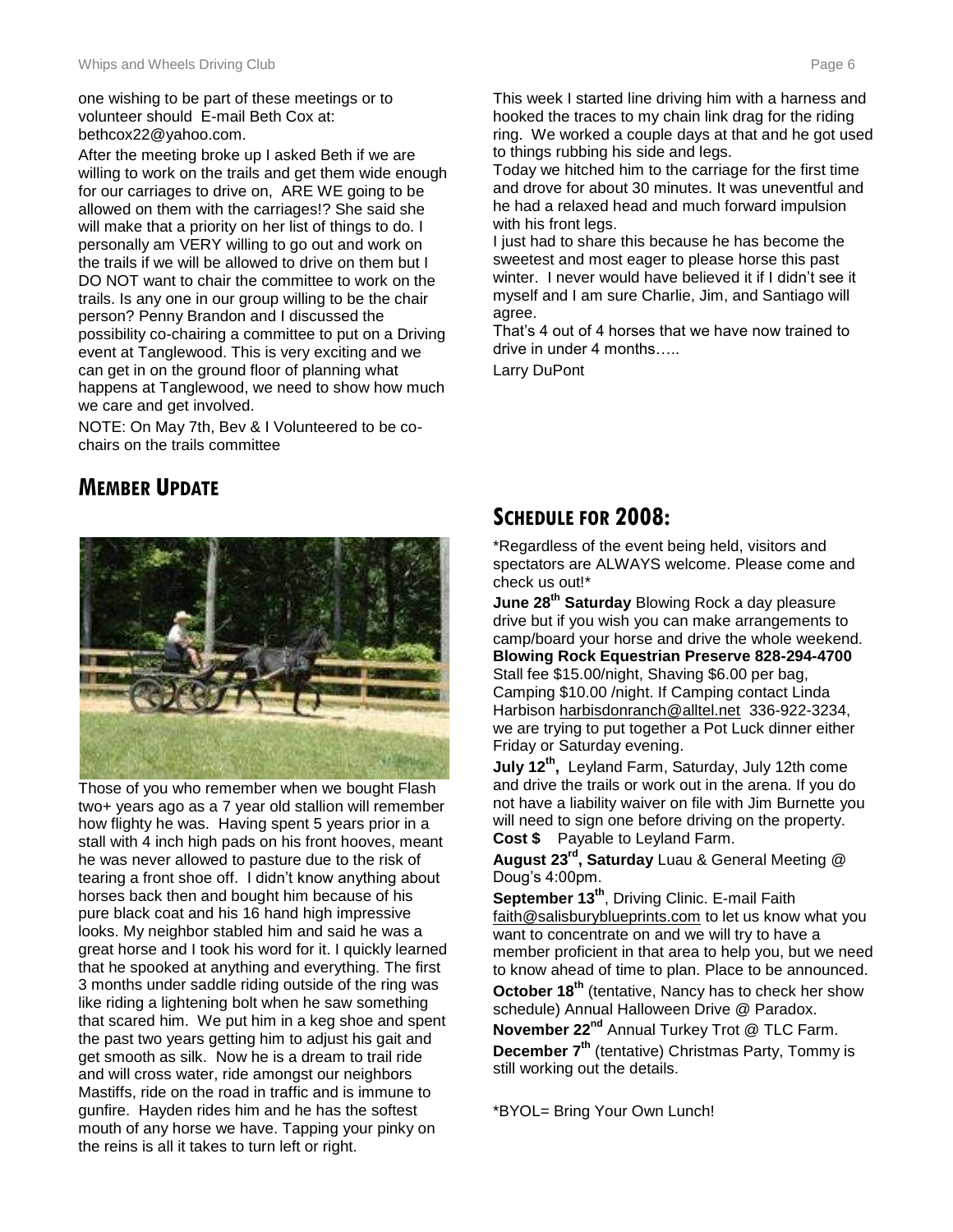one wishing to be part of these meetings or to volunteer should E-mail Beth Cox at: bethcox22@yahoo.com.

After the meeting broke up I asked Beth if we are willing to work on the trails and get them wide enough for our carriages to drive on, ARE WE going to be allowed on them with the carriages!? She said she will make that a priority on her list of things to do. I personally am VERY willing to go out and work on the trails if we will be allowed to drive on them but I DO NOT want to chair the committee to work on the trails. Is any one in our group willing to be the chair person? Penny Brandon and I discussed the possibility co-chairing a committee to put on a Driving event at Tanglewood. This is very exciting and we can get in on the ground floor of planning what happens at Tanglewood, we need to show how much we care and get involved.

NOTE: On May 7th, Bev & I Volunteered to be co-chairs on the trails committee

## MEMBER UPDATE

Those of you who remember when we bought Flash two+ years ago as a 7 year old stallion will remember how flighty he was. Having spent 5 years prior in a stall with 4 inch high pads on his front hooves, meant he was never allowed to pasture due to the risk of tearing a front shoe off. I didn't know anything about horses back then and bought him because of his pure black coat and his 16 hand high impressive looks. My neighbor stabled him and said he was a great horse and I took his word for it. I quickly learned that he spooked at anything and everything. The first 3 months under saddle riding outside of the ring was like riding a lightening bolt when he saw something that scared him. We put him in a keg shoe and spent the past two years getting him to adjust his gait and get smooth as silk. Now he is a dream to trail ride and will cross water, ride amongst our neighbors Mastiffs, ride on the road in traffic and is immune to gunfire. Hayden rides him and he has the softest mouth of any horse we have. Tapping your pinky on the reins is all it takes to turn left or right.

This week I started line driving him with a harness and hooked the traces to my chain link drag for the riding ring. We worked a couple days at that and he got used to things rubbing his side and legs.

Today we hitched him to the carriage for the first time and drove for about 30 minutes. It was uneventful and he had a relaxed head and much forward impulsion with his front legs.

I just had to share this because he has become the sweetest and most eager to please horse this past winter. I never would have believed it if I didn't see it myself and I am sure Charlie, Jim, and Santiago will agree.

That's 4 out of 4 horses that we have now trained to drive in under 4 months…..

Larry DuPont

## SCHEDULE FOR 2008:

*Regardless of the event being held, visitors and spectators are ALWAYS welcome. Please come and check us out!*

**June 28th Saturday** Blowing Rock a day pleasure drive but if you wish you can make arrangements to camp/board your horse and drive the whole weekend. **Blowing Rock Equestrian Preserve 828-294-4700** Stall fee $15.00/night, Shaving $6.00 per bag, Camping $10.00 /night. If Camping contact Linda Harbison harbisdonranch@alltel.net 336-922-3234, we are trying to put together a Pot Luck dinner either Friday or Saturday evening.

**July 12th,** Leyland Farm, Saturday, July 12th come and drive the trails or work out in the arena. If you do not have a liability waiver on file with Jim Burnette you will need to sign one before driving on the property. **Cost $** Payable to Leyland Farm.

**August 23rd, Saturday** Luau & General Meeting @ Doug's 4:00pm.

**September 13th**, Driving Clinic. E-mail Faith faith@salisburyblueprints.com to let us know what you want to concentrate on and we will try to have a member proficient in that area to help you, but we need to know ahead of time to plan. Place to be announced.

**October 18th** (tentative, Nancy has to check her show schedule) Annual Halloween Drive @ Paradox.

**November 22nd** Annual Turkey Trot @ TLC Farm.

**December 7th** (tentative) Christmas Party, Tommy is still working out the details.

*BYOL= Bring Your Own Lunch!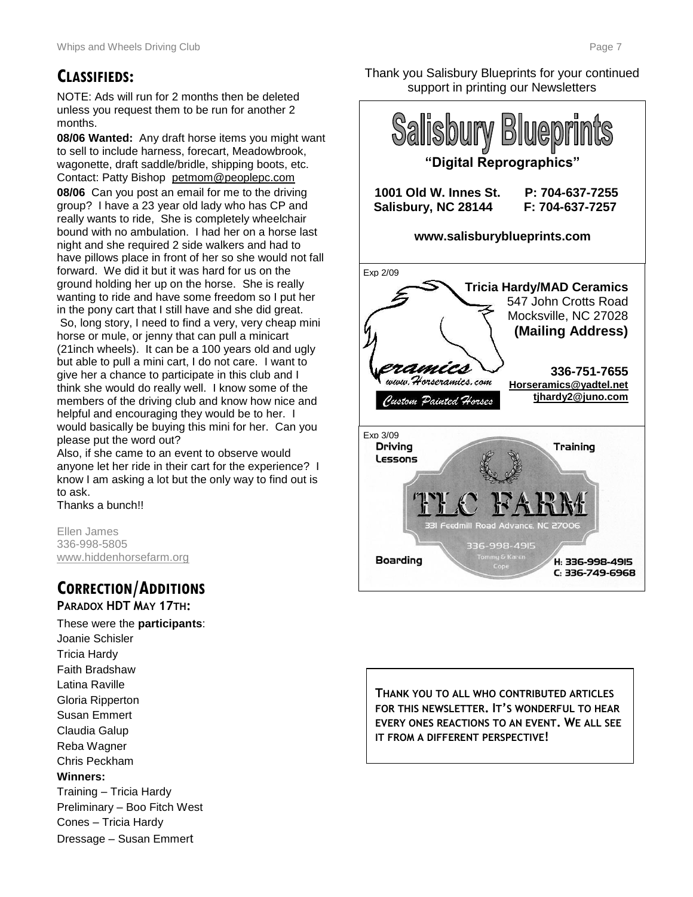## CLASSIFIEDS:

NOTE: Ads will run for 2 months then be deleted unless you request them to be run for another 2 months.

**08/06 Wanted:** Any draft horse items you might want to sell to include harness, forecart, Meadowbrook, wagonette, draft saddle/bridle, shipping boots, etc. Contact: Patty Bishop petmom@peoplepc.com

**08/06** Can you post an email for me to the driving group? I have a 23 year old lady who has CP and really wants to ride, She is completely wheelchair bound with no ambulation. I had her on a horse last night and she required 2 side walkers and had to have pillows place in front of her so she would not fall forward. We did it but it was hard for us on the ground holding her up on the horse. She is really wanting to ride and have some freedom so I put her in the pony cart that I still have and she did great. So, long story, I need to find a very, very cheap mini horse or mule, or jenny that can pull a minicart (21inch wheels). It can be a 100 years old and ugly but able to pull a mini cart, I do not care. I want to give her a chance to participate in this club and I think she would do really well. I know some of the members of the driving club and know how nice and helpful and encouraging they would be to her. I would basically be buying this mini for her. Can you please put the word out?

Also, if she came to an event to observe would anyone let her ride in their cart for the experience? I know I am asking a lot but the only way to find out is to ask.

Thanks a bunch!!

Ellen James
336-998-5805
www.hiddenhorsefarm.org

## CORRECTION/ADDITIONS

### PARADOX HDT MAY 17TH:

These were the **participants**:

Joanie Schisler
Tricia Hardy
Faith Bradshaw
Latina Raville
Gloria Ripperton
Susan Emmert
Claudia Galup
Reba Wagner
Chris Peckham

**Winners:**

Training – Tricia Hardy
Preliminary – Boo Fitch West
Cones – Tricia Hardy
Dressage – Susan Emmert

Thank you Salisbury Blueprints for your continued support in printing our Newsletters

**Salisbury Blueprints**

**"Digital Reprographics"**

**1001 Old W. Innes St.** **P: 704-637-7255**
**Salisbury, NC 28144** **F: 704-637-7257**

**www.salisburyblueprints.com**

Exp 2/09

**Tricia Hardy/MAD Ceramics**
547 John Crotts Road
Mocksville, NC 27028
**(Mailing Address)**

Ceramics
www.Horseramics.com
Custom Painted Horses

**336-751-7655**
**Horseramics@yadtel.net**
**tjhardy2@juno.com**

Exp 3/09

Driving Lessons — Training

TLC FARM

331 Feedmill Road Advance, NC 27006
336-998-4915
Tommy & Karen Cope

Boarding

H: 336-998-4915
C: 336-749-6968

THANK YOU TO ALL WHO CONTRIBUTED ARTICLES FOR THIS NEWSLETTER. IT'S WONDERFUL TO HEAR EVERY ONES REACTIONS TO AN EVENT. WE ALL SEE IT FROM A DIFFERENT PERSPECTIVE!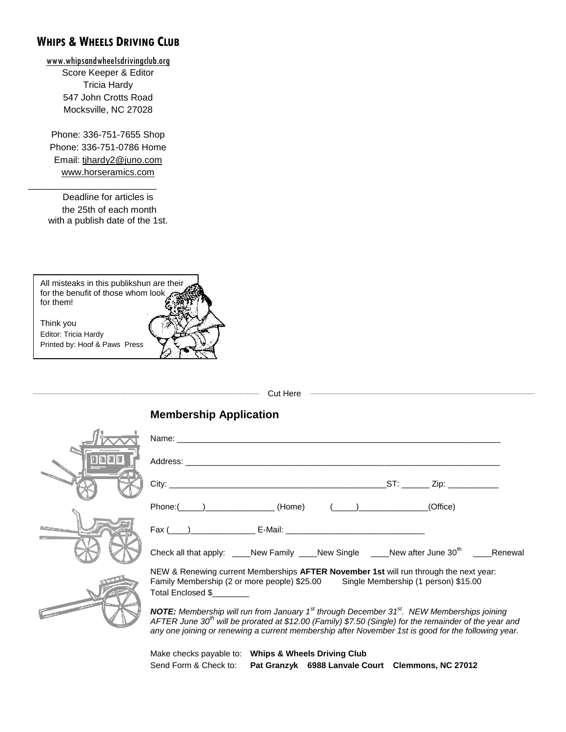## WHIPS & WHEELS DRIVING CLUB

www.whipsandwheelsdrivingclub.org

Score Keeper & Editor
Tricia Hardy
547 John Crotts Road
Mocksville, NC 27028

Phone: 336-751-7655 Shop
Phone: 336-751-0786 Home
Email: tjhardy2@juno.com
www.horseramics.com

Deadline for articles is the 25th of each month with a publish date of the 1st.

All misteaks in this publikshun are their for the benufit of those whom look for them!

Think you
Editor: Tricia Hardy
Printed by: Hoof & Paws Press

Cut Here

## Membership Application

Name: ______________________________________________________________________

Address: ____________________________________________________________________

City: _______________________________________________ST: ______ Zip: ___________

Phone:(_____)_______________ (Home) (_____)_______________(Office)

Fax (____)______________ E-Mail: ______________________________

Check all that apply: ____New Family ____New Single ____New after June 30th ____Renewal

NEW & Renewing current Memberships **AFTER November 1st** will run through the next year:
Family Membership (2 or more people) $25.00 Single Membership (1 person) $15.00
Total Enclosed $________

***NOTE:*** *Membership will run from January 1st through December 31st. NEW Memberships joining AFTER June 30th will be prorated at $12.00 (Family) $7.50 (Single) for the remainder of the year and any one joining or renewing a current membership after November 1st is good for the following year.*

Make checks payable to: **Whips & Wheels Driving Club**
Send Form & Check to: **Pat Granzyk 6988 Lanvale Court Clemmons, NC 27012**